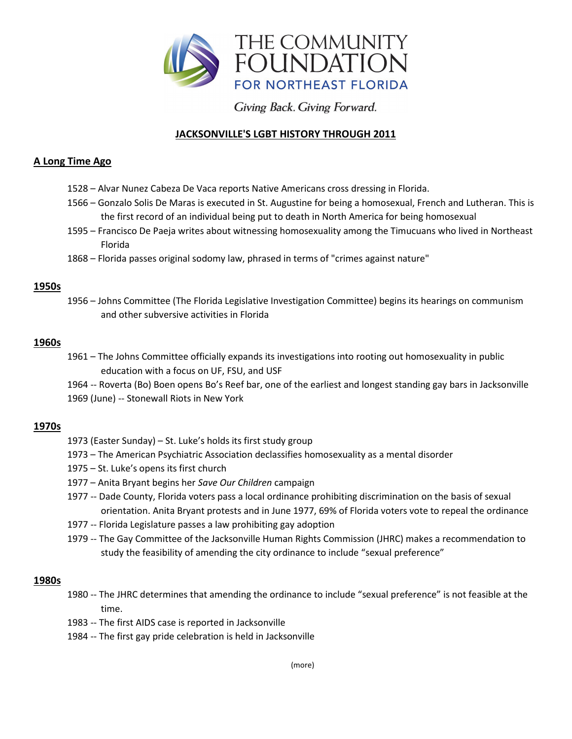THE COMMUNITY FOUNDATION FOR NORTHEAST FLORIDA

*Giving Back. Giving Forward.*

# JACKSONVILLE'S LGBT HISTORY THROUGH 2011

## A Long Time Ago

1528 – Alvar Nunez Cabeza De Vaca reports Native Americans cross dressing in Florida.

1566 – Gonzalo Solis De Maras is executed in St. Augustine for being a homosexual, French and Lutheran. This is the first record of an individual being put to death in North America for being homosexual

1595 – Francisco De Paeja writes about witnessing homosexuality among the Timucuans who lived in Northeast Florida

1868 – Florida passes original sodomy law, phrased in terms of "crimes against nature"

## 1950s

1956 – Johns Committee (The Florida Legislative Investigation Committee) begins its hearings on communism and other subversive activities in Florida

## 1960s

1961 – The Johns Committee officially expands its investigations into rooting out homosexuality in public education with a focus on UF, FSU, and USF

1964 -- Roverta (Bo) Boen opens Bo's Reef bar, one of the earliest and longest standing gay bars in Jacksonville

1969 (June) -- Stonewall Riots in New York

## 1970s

1973 (Easter Sunday) – St. Luke's holds its first study group

1973 – The American Psychiatric Association declassifies homosexuality as a mental disorder

1975 – St. Luke's opens its first church

1977 – Anita Bryant begins her *Save Our Children* campaign

1977 -- Dade County, Florida voters pass a local ordinance prohibiting discrimination on the basis of sexual orientation. Anita Bryant protests and in June 1977, 69% of Florida voters vote to repeal the ordinance

1977 -- Florida Legislature passes a law prohibiting gay adoption

1979 -- The Gay Committee of the Jacksonville Human Rights Commission (JHRC) makes a recommendation to study the feasibility of amending the city ordinance to include "sexual preference"

## 1980s

1980 -- The JHRC determines that amending the ordinance to include "sexual preference" is not feasible at the time.

1983 -- The first AIDS case is reported in Jacksonville

1984 -- The first gay pride celebration is held in Jacksonville

(more)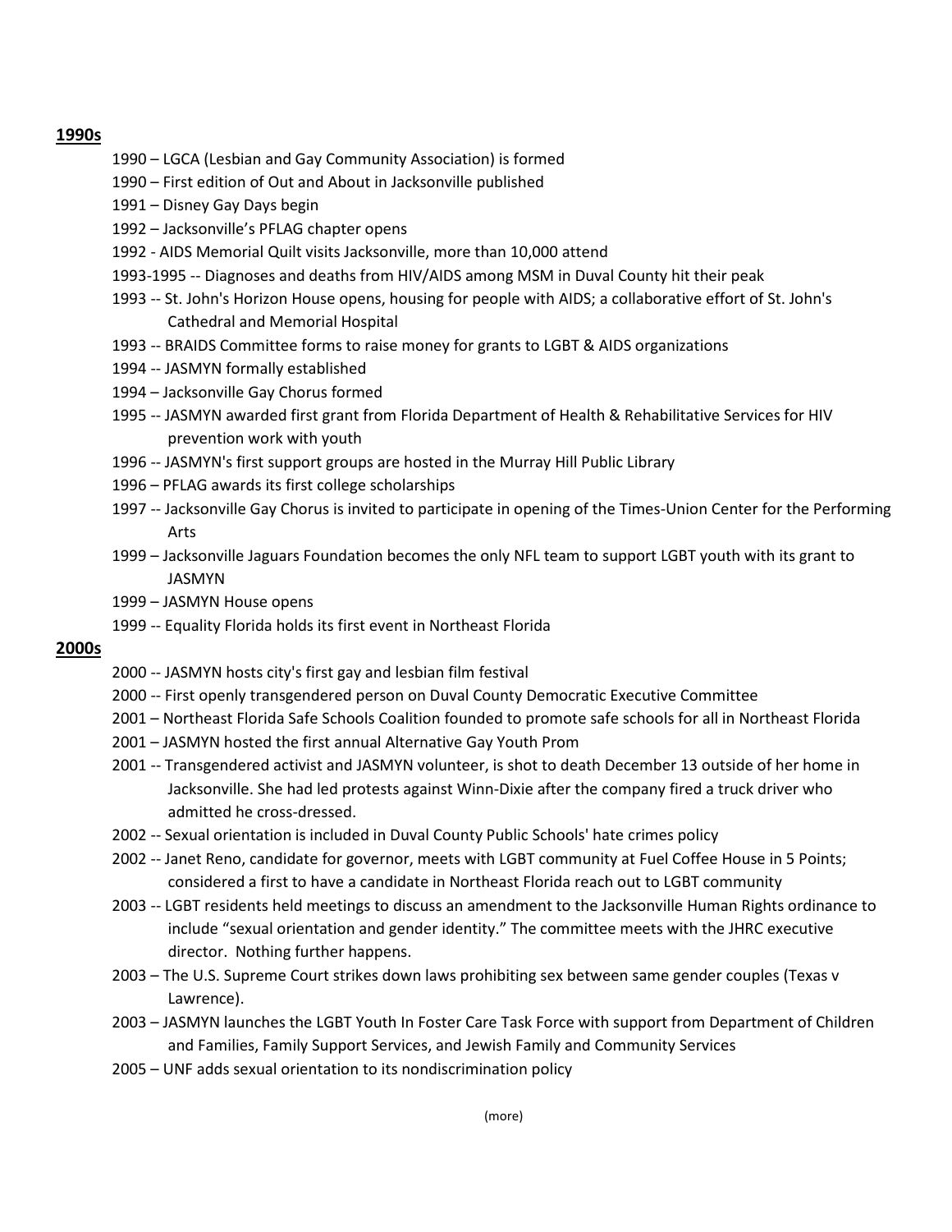**1990s**

- 1990 – LGCA (Lesbian and Gay Community Association) is formed
- 1990 – First edition of Out and About in Jacksonville published
- 1991 – Disney Gay Days begin
- 1992 – Jacksonville's PFLAG chapter opens
- 1992 - AIDS Memorial Quilt visits Jacksonville, more than 10,000 attend
- 1993-1995 -- Diagnoses and deaths from HIV/AIDS among MSM in Duval County hit their peak
- 1993 -- St. John's Horizon House opens, housing for people with AIDS; a collaborative effort of St. John's Cathedral and Memorial Hospital
- 1993 -- BRAIDS Committee forms to raise money for grants to LGBT & AIDS organizations
- 1994 -- JASMYN formally established
- 1994 – Jacksonville Gay Chorus formed
- 1995 -- JASMYN awarded first grant from Florida Department of Health & Rehabilitative Services for HIV prevention work with youth
- 1996 -- JASMYN's first support groups are hosted in the Murray Hill Public Library
- 1996 – PFLAG awards its first college scholarships
- 1997 -- Jacksonville Gay Chorus is invited to participate in opening of the Times-Union Center for the Performing Arts
- 1999 – Jacksonville Jaguars Foundation becomes the only NFL team to support LGBT youth with its grant to JASMYN
- 1999 – JASMYN House opens
- 1999 -- Equality Florida holds its first event in Northeast Florida

**2000s**

- 2000 -- JASMYN hosts city's first gay and lesbian film festival
- 2000 -- First openly transgendered person on Duval County Democratic Executive Committee
- 2001 – Northeast Florida Safe Schools Coalition founded to promote safe schools for all in Northeast Florida
- 2001 – JASMYN hosted the first annual Alternative Gay Youth Prom
- 2001 -- Transgendered activist and JASMYN volunteer, is shot to death December 13 outside of her home in Jacksonville. She had led protests against Winn-Dixie after the company fired a truck driver who admitted he cross-dressed.
- 2002 -- Sexual orientation is included in Duval County Public Schools' hate crimes policy
- 2002 -- Janet Reno, candidate for governor, meets with LGBT community at Fuel Coffee House in 5 Points; considered a first to have a candidate in Northeast Florida reach out to LGBT community
- 2003 -- LGBT residents held meetings to discuss an amendment to the Jacksonville Human Rights ordinance to include "sexual orientation and gender identity." The committee meets with the JHRC executive director. Nothing further happens.
- 2003 – The U.S. Supreme Court strikes down laws prohibiting sex between same gender couples (Texas v Lawrence).
- 2003 – JASMYN launches the LGBT Youth In Foster Care Task Force with support from Department of Children and Families, Family Support Services, and Jewish Family and Community Services
- 2005 – UNF adds sexual orientation to its nondiscrimination policy

(more)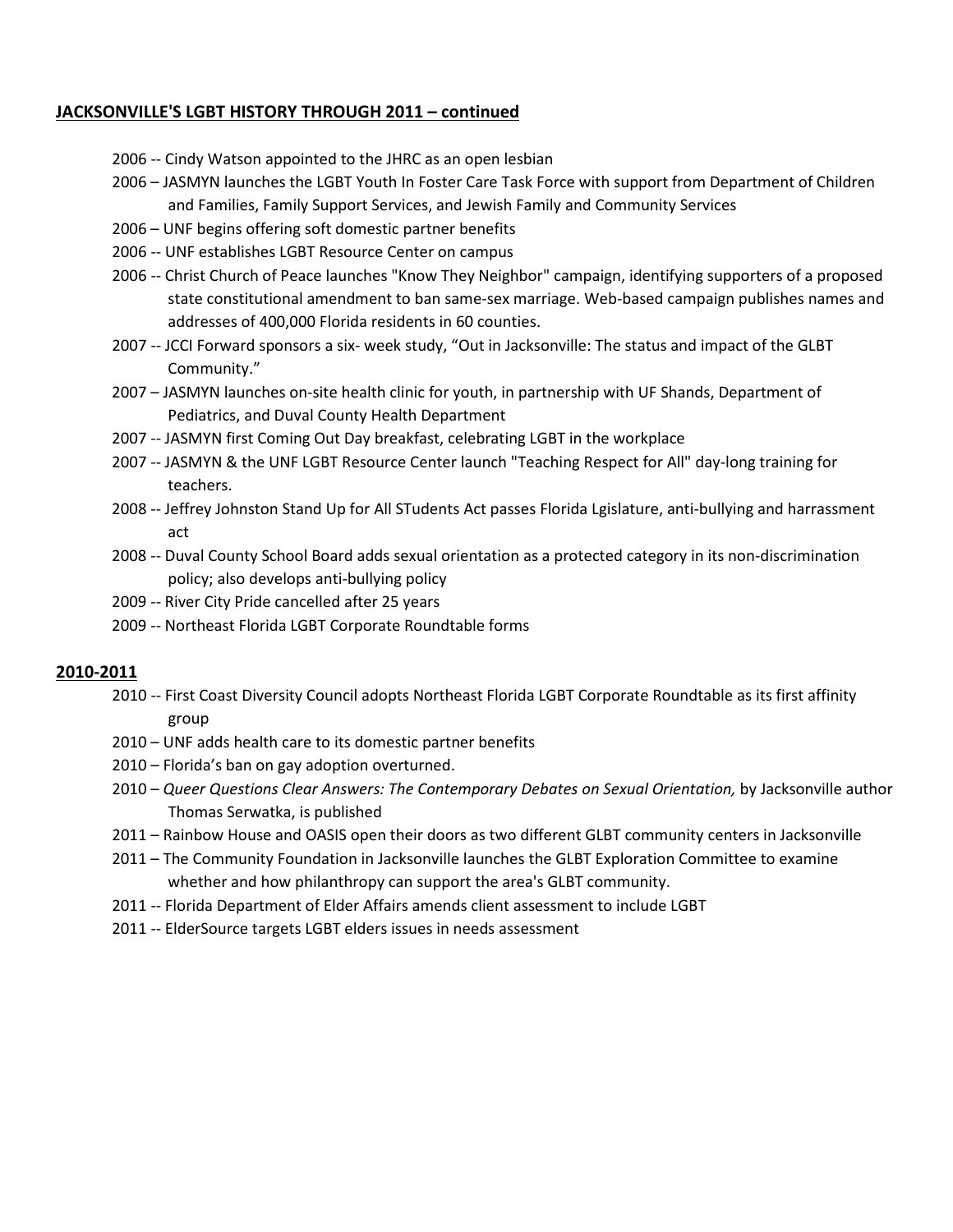**JACKSONVILLE'S LGBT HISTORY THROUGH 2011 – continued**

2006 -- Cindy Watson appointed to the JHRC as an open lesbian

2006 – JASMYN launches the LGBT Youth In Foster Care Task Force with support from Department of Children and Families, Family Support Services, and Jewish Family and Community Services

2006 – UNF begins offering soft domestic partner benefits

2006 -- UNF establishes LGBT Resource Center on campus

2006 -- Christ Church of Peace launches "Know They Neighbor" campaign, identifying supporters of a proposed state constitutional amendment to ban same-sex marriage. Web-based campaign publishes names and addresses of 400,000 Florida residents in 60 counties.

2007 -- JCCI Forward sponsors a six- week study, "Out in Jacksonville: The status and impact of the GLBT Community."

2007 – JASMYN launches on-site health clinic for youth, in partnership with UF Shands, Department of Pediatrics, and Duval County Health Department

2007 -- JASMYN first Coming Out Day breakfast, celebrating LGBT in the workplace

2007 -- JASMYN & the UNF LGBT Resource Center launch "Teaching Respect for All" day-long training for teachers.

2008 -- Jeffrey Johnston Stand Up for All STudents Act passes Florida Lgislature, anti-bullying and harrassment act

2008 -- Duval County School Board adds sexual orientation as a protected category in its non-discrimination policy; also develops anti-bullying policy

2009 -- River City Pride cancelled after 25 years

2009 -- Northeast Florida LGBT Corporate Roundtable forms

## 2010-2011

2010 -- First Coast Diversity Council adopts Northeast Florida LGBT Corporate Roundtable as its first affinity group

2010 – UNF adds health care to its domestic partner benefits

2010 – Florida's ban on gay adoption overturned.

2010 – *Queer Questions Clear Answers: The Contemporary Debates on Sexual Orientation,* by Jacksonville author Thomas Serwatka, is published

2011 – Rainbow House and OASIS open their doors as two different GLBT community centers in Jacksonville

2011 – The Community Foundation in Jacksonville launches the GLBT Exploration Committee to examine whether and how philanthropy can support the area's GLBT community.

2011 -- Florida Department of Elder Affairs amends client assessment to include LGBT

2011 -- ElderSource targets LGBT elders issues in needs assessment